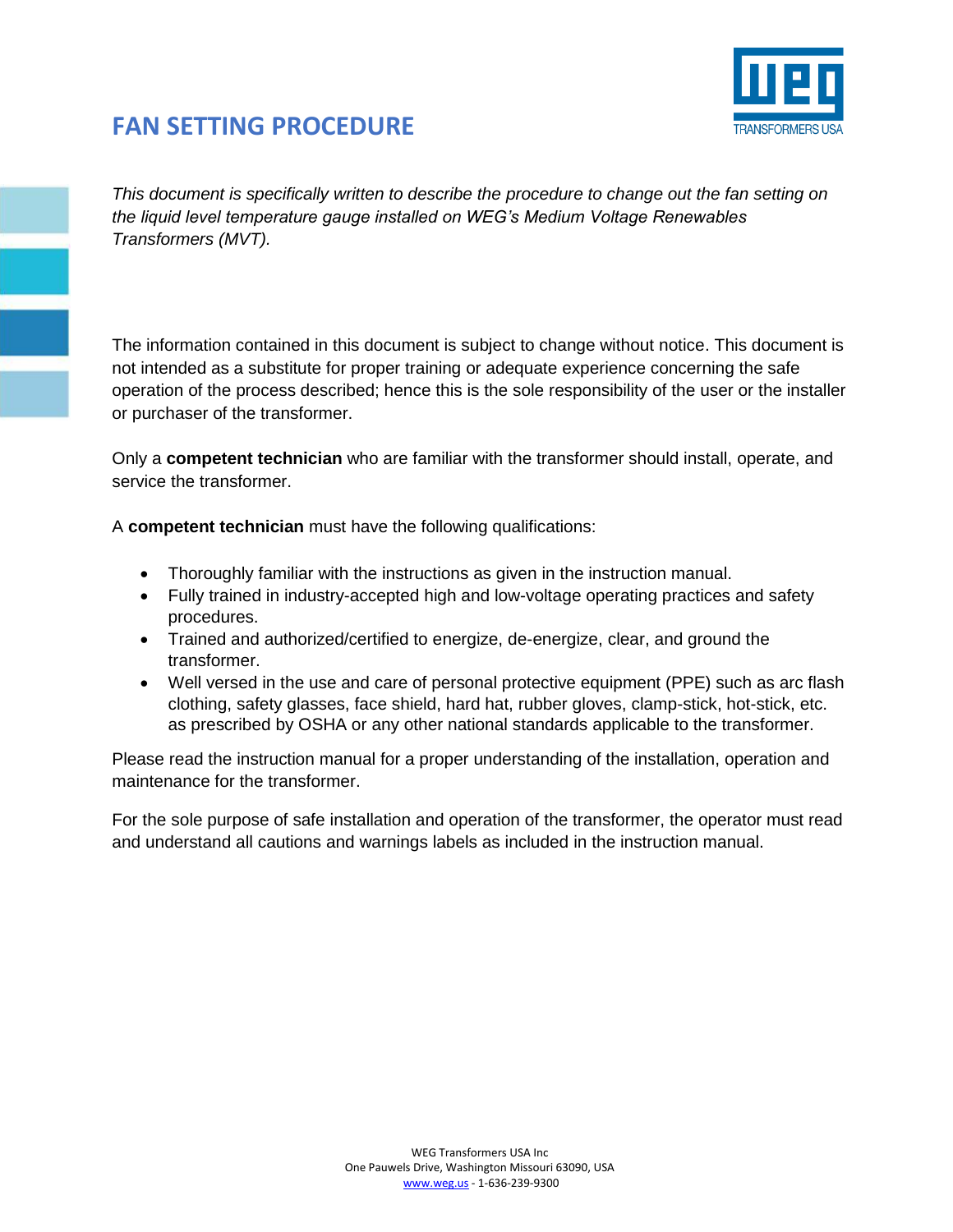# FAN SETTING PROCEDURE

*This document is specifically written to describe the procedure to change out the fan setting on the liquid level temperature gauge installed on WEG's Medium Voltage Renewables Transformers (MVT).*

The information contained in this document is subject to change without notice. This document is not intended as a substitute for proper training or adequate experience concerning the safe operation of the process described; hence this is the sole responsibility of the user or the installer or purchaser of the transformer.

Only a **competent technician** who are familiar with the transformer should install, operate, and service the transformer.

A **competent technician** must have the following qualifications:

- Thoroughly familiar with the instructions as given in the instruction manual.
- Fully trained in industry-accepted high and low-voltage operating practices and safety procedures.
- Trained and authorized/certified to energize, de-energize, clear, and ground the transformer.
- Well versed in the use and care of personal protective equipment (PPE) such as arc flash clothing, safety glasses, face shield, hard hat, rubber gloves, clamp-stick, hot-stick, etc. as prescribed by OSHA or any other national standards applicable to the transformer.

Please read the instruction manual for a proper understanding of the installation, operation and maintenance for the transformer.

For the sole purpose of safe installation and operation of the transformer, the operator must read and understand all cautions and warnings labels as included in the instruction manual.

WEG Transformers USA Inc
One Pauwels Drive, Washington Missouri 63090, USA
www.weg.us - 1-636-239-9300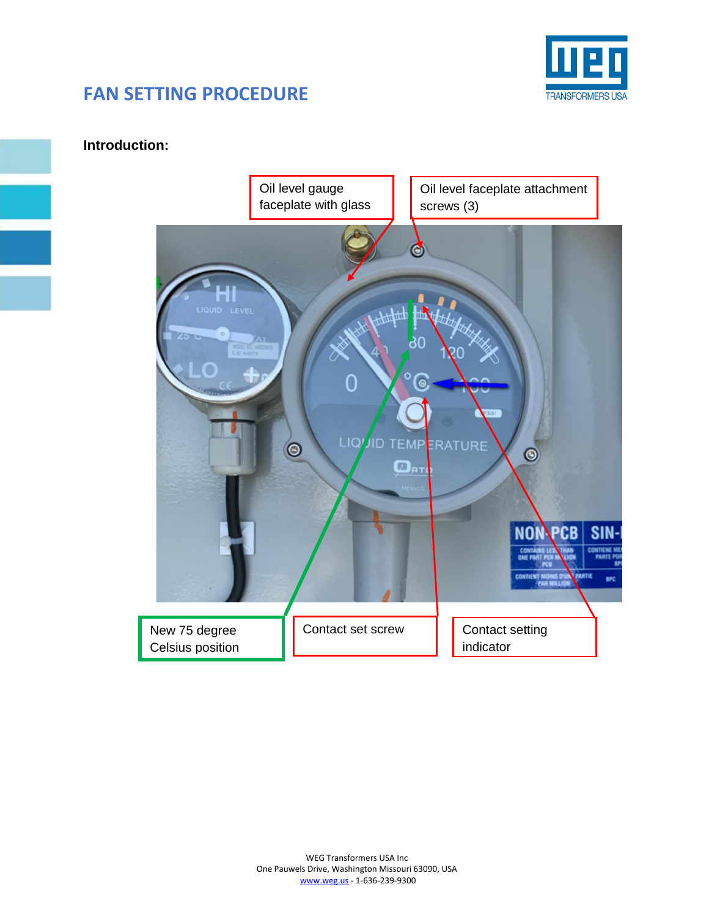## FAN SETTING PROCEDURE

**Introduction:**

Oil level gauge faceplate with glass

Oil level faceplate attachment screws (3)

New 75 degree Celsius position

Contact set screw

Contact setting indicator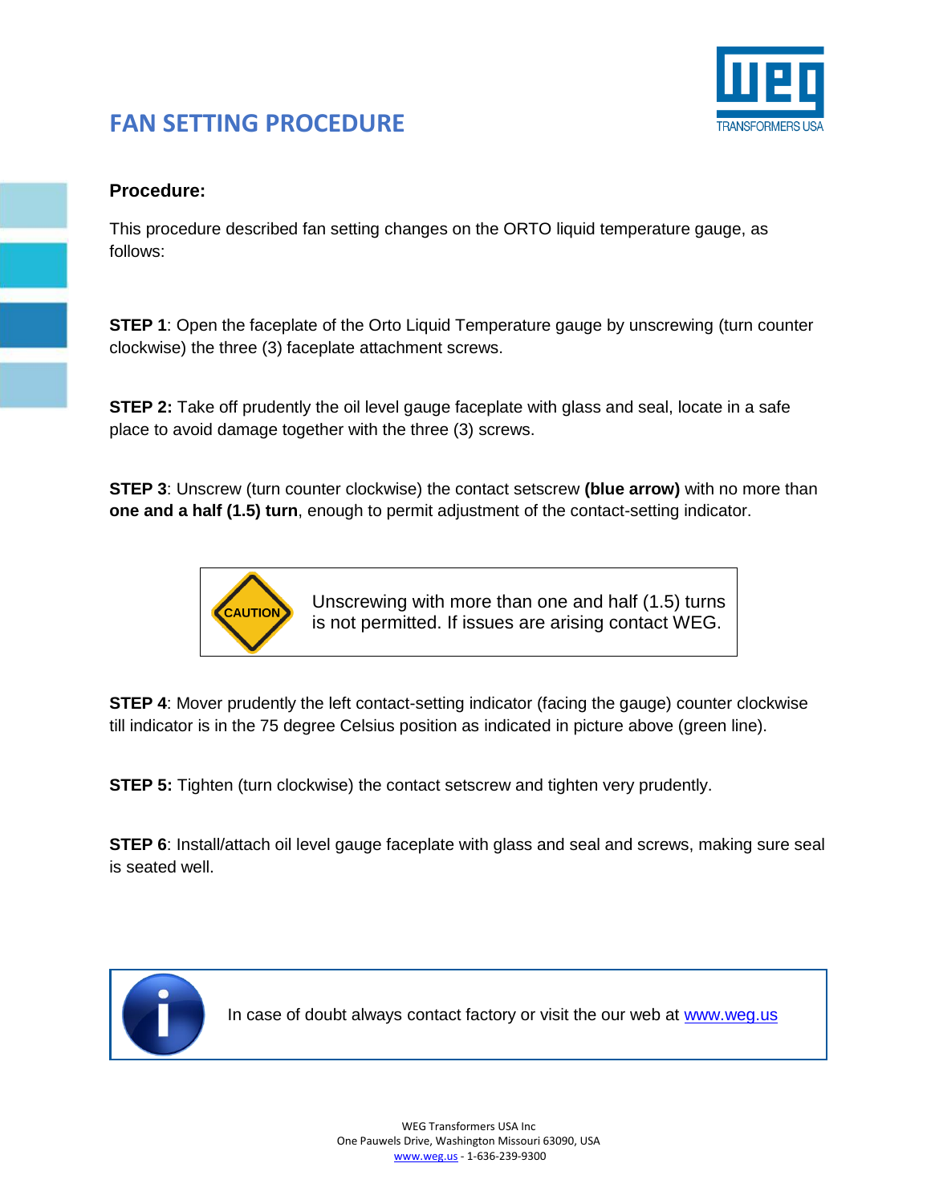# FAN SETTING PROCEDURE

**Procedure:**

This procedure described fan setting changes on the ORTO liquid temperature gauge, as follows:

**STEP 1**: Open the faceplate of the Orto Liquid Temperature gauge by unscrewing (turn counter clockwise) the three (3) faceplate attachment screws.

**STEP 2:** Take off prudently the oil level gauge faceplate with glass and seal, locate in a safe place to avoid damage together with the three (3) screws.

**STEP 3**: Unscrew (turn counter clockwise) the contact setscrew **(blue arrow)** with no more than **one and a half (1.5) turn**, enough to permit adjustment of the contact-setting indicator.

> CAUTION
>
> Unscrewing with more than one and half (1.5) turns is not permitted. If issues are arising contact WEG.

**STEP 4**: Mover prudently the left contact-setting indicator (facing the gauge) counter clockwise till indicator is in the 75 degree Celsius position as indicated in picture above (green line).

**STEP 5:** Tighten (turn clockwise) the contact setscrew and tighten very prudently.

**STEP 6**: Install/attach oil level gauge faceplate with glass and seal and screws, making sure seal is seated well.

> In case of doubt always contact factory or visit the our web at www.weg.us

WEG Transformers USA Inc
One Pauwels Drive, Washington Missouri 63090, USA
www.weg.us - 1-636-239-9300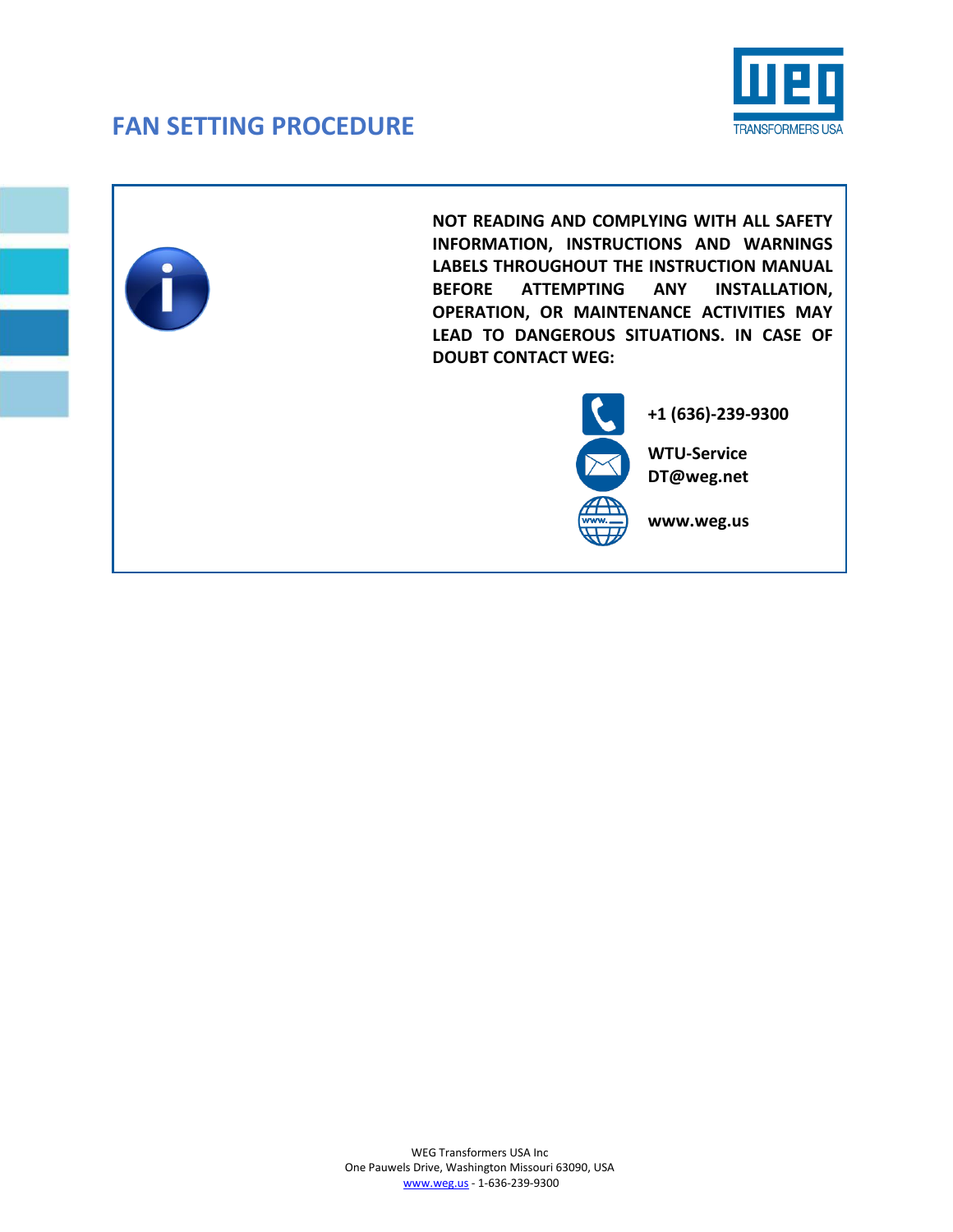# FAN SETTING PROCEDURE

**NOT READING AND COMPLYING WITH ALL SAFETY INFORMATION, INSTRUCTIONS AND WARNINGS LABELS THROUGHOUT THE INSTRUCTION MANUAL BEFORE ATTEMPTING ANY INSTALLATION, OPERATION, OR MAINTENANCE ACTIVITIES MAY LEAD TO DANGEROUS SITUATIONS. IN CASE OF DOUBT CONTACT WEG:**

**+1 (636)-239-9300**

**WTU-Service DT@weg.net**

**www.weg.us**

WEG Transformers USA Inc
One Pauwels Drive, Washington Missouri 63090, USA
www.weg.us - 1-636-239-9300